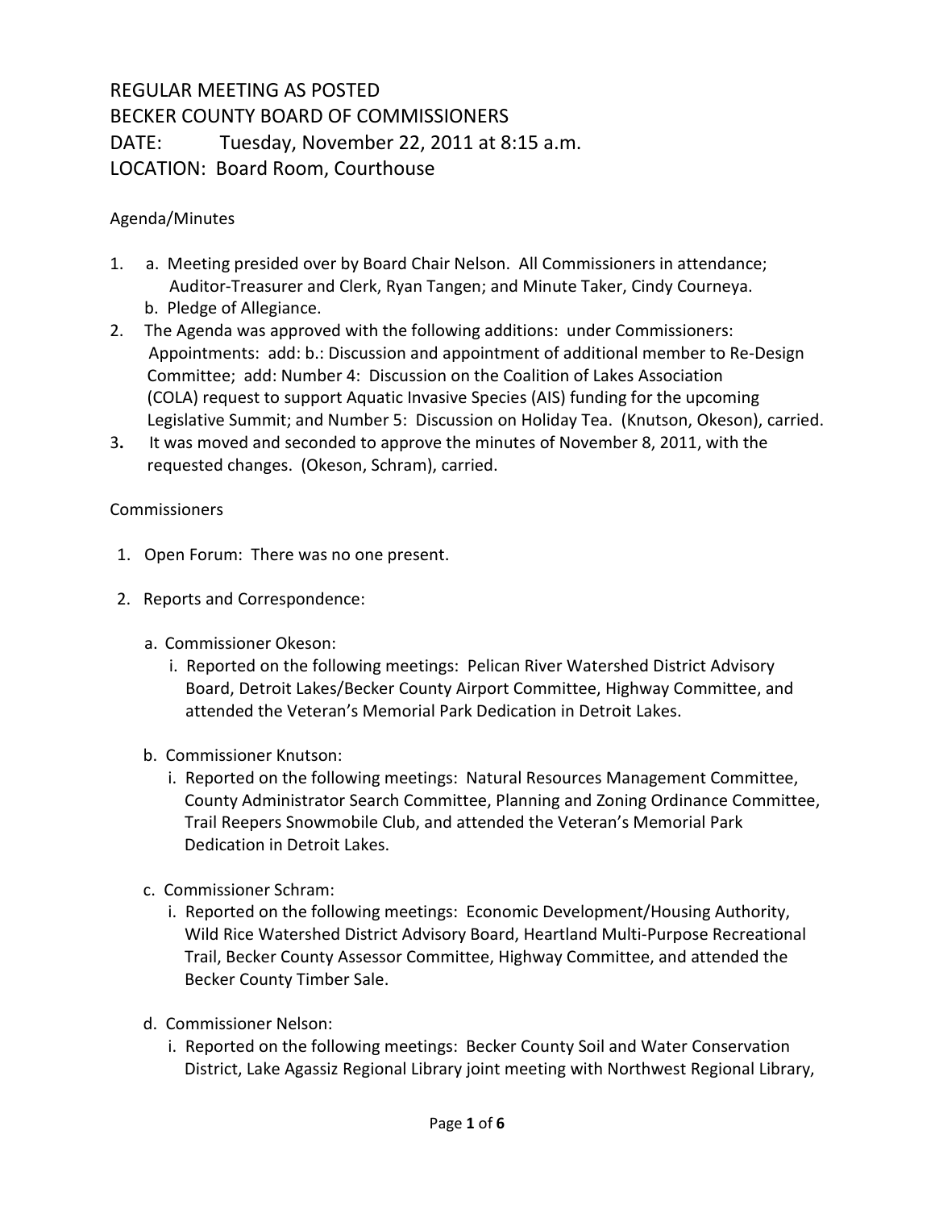# REGULAR MEETING AS POSTED
# BECKER COUNTY BOARD OF COMMISSIONERS
# DATE: Tuesday, November 22, 2011 at 8:15 a.m.
# LOCATION: Board Room, Courthouse

Agenda/Minutes

1. a. Meeting presided over by Board Chair Nelson. All Commissioners in attendance; Auditor-Treasurer and Clerk, Ryan Tangen; and Minute Taker, Cindy Courneya.
   b. Pledge of Allegiance.
2. The Agenda was approved with the following additions: under Commissioners: Appointments: add: b.: Discussion and appointment of additional member to Re-Design Committee; add: Number 4: Discussion on the Coalition of Lakes Association (COLA) request to support Aquatic Invasive Species (AIS) funding for the upcoming Legislative Summit; and Number 5: Discussion on Holiday Tea. (Knutson, Okeson), carried.
3. It was moved and seconded to approve the minutes of November 8, 2011, with the requested changes. (Okeson, Schram), carried.

Commissioners

1. Open Forum: There was no one present.
2. Reports and Correspondence:
   a. Commissioner Okeson:
      i. Reported on the following meetings: Pelican River Watershed District Advisory Board, Detroit Lakes/Becker County Airport Committee, Highway Committee, and attended the Veteran's Memorial Park Dedication in Detroit Lakes.
   b. Commissioner Knutson:
      i. Reported on the following meetings: Natural Resources Management Committee, County Administrator Search Committee, Planning and Zoning Ordinance Committee, Trail Reepers Snowmobile Club, and attended the Veteran's Memorial Park Dedication in Detroit Lakes.
   c. Commissioner Schram:
      i. Reported on the following meetings: Economic Development/Housing Authority, Wild Rice Watershed District Advisory Board, Heartland Multi-Purpose Recreational Trail, Becker County Assessor Committee, Highway Committee, and attended the Becker County Timber Sale.
   d. Commissioner Nelson:
      i. Reported on the following meetings: Becker County Soil and Water Conservation District, Lake Agassiz Regional Library joint meeting with Northwest Regional Library,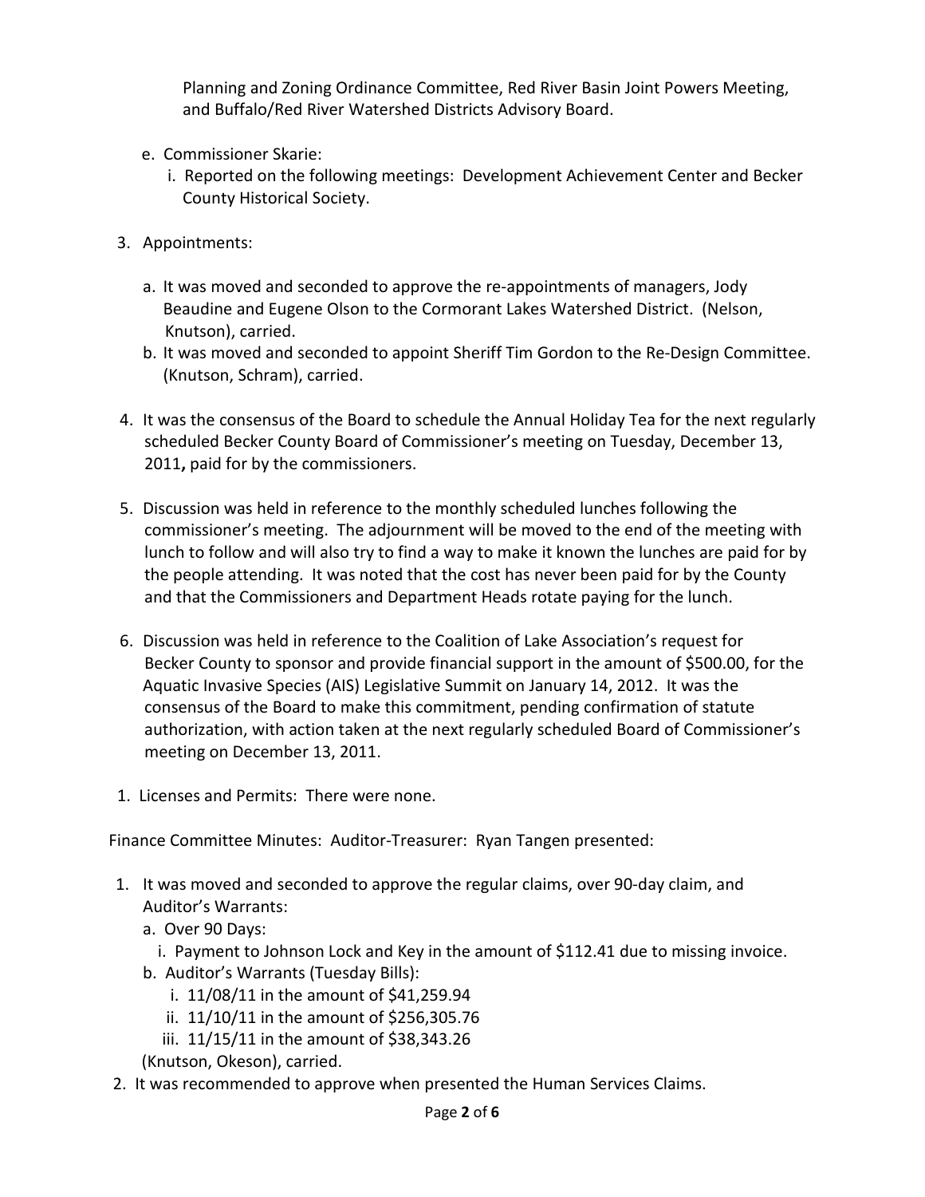Planning and Zoning Ordinance Committee, Red River Basin Joint Powers Meeting, and Buffalo/Red River Watershed Districts Advisory Board.

e. Commissioner Skarie:
   i. Reported on the following meetings: Development Achievement Center and Becker County Historical Society.

3. Appointments:

   a. It was moved and seconded to approve the re-appointments of managers, Jody Beaudine and Eugene Olson to the Cormorant Lakes Watershed District. (Nelson, Knutson), carried.
   b. It was moved and seconded to appoint Sheriff Tim Gordon to the Re-Design Committee. (Knutson, Schram), carried.

4. It was the consensus of the Board to schedule the Annual Holiday Tea for the next regularly scheduled Becker County Board of Commissioner's meeting on Tuesday, December 13, 2011**,** paid for by the commissioners.

5. Discussion was held in reference to the monthly scheduled lunches following the commissioner's meeting. The adjournment will be moved to the end of the meeting with lunch to follow and will also try to find a way to make it known the lunches are paid for by the people attending. It was noted that the cost has never been paid for by the County and that the Commissioners and Department Heads rotate paying for the lunch.

6. Discussion was held in reference to the Coalition of Lake Association's request for Becker County to sponsor and provide financial support in the amount of $500.00, for the Aquatic Invasive Species (AIS) Legislative Summit on January 14, 2012. It was the consensus of the Board to make this commitment, pending confirmation of statute authorization, with action taken at the next regularly scheduled Board of Commissioner's meeting on December 13, 2011.

1. Licenses and Permits: There were none.

Finance Committee Minutes: Auditor-Treasurer: Ryan Tangen presented:

1. It was moved and seconded to approve the regular claims, over 90-day claim, and Auditor's Warrants:
   a. Over 90 Days:
      i. Payment to Johnson Lock and Key in the amount of $112.41 due to missing invoice.
   b. Auditor's Warrants (Tuesday Bills):
      i. 11/08/11 in the amount of $41,259.94
      ii. 11/10/11 in the amount of $256,305.76
      iii. 11/15/11 in the amount of $38,343.26

   (Knutson, Okeson), carried.
2. It was recommended to approve when presented the Human Services Claims.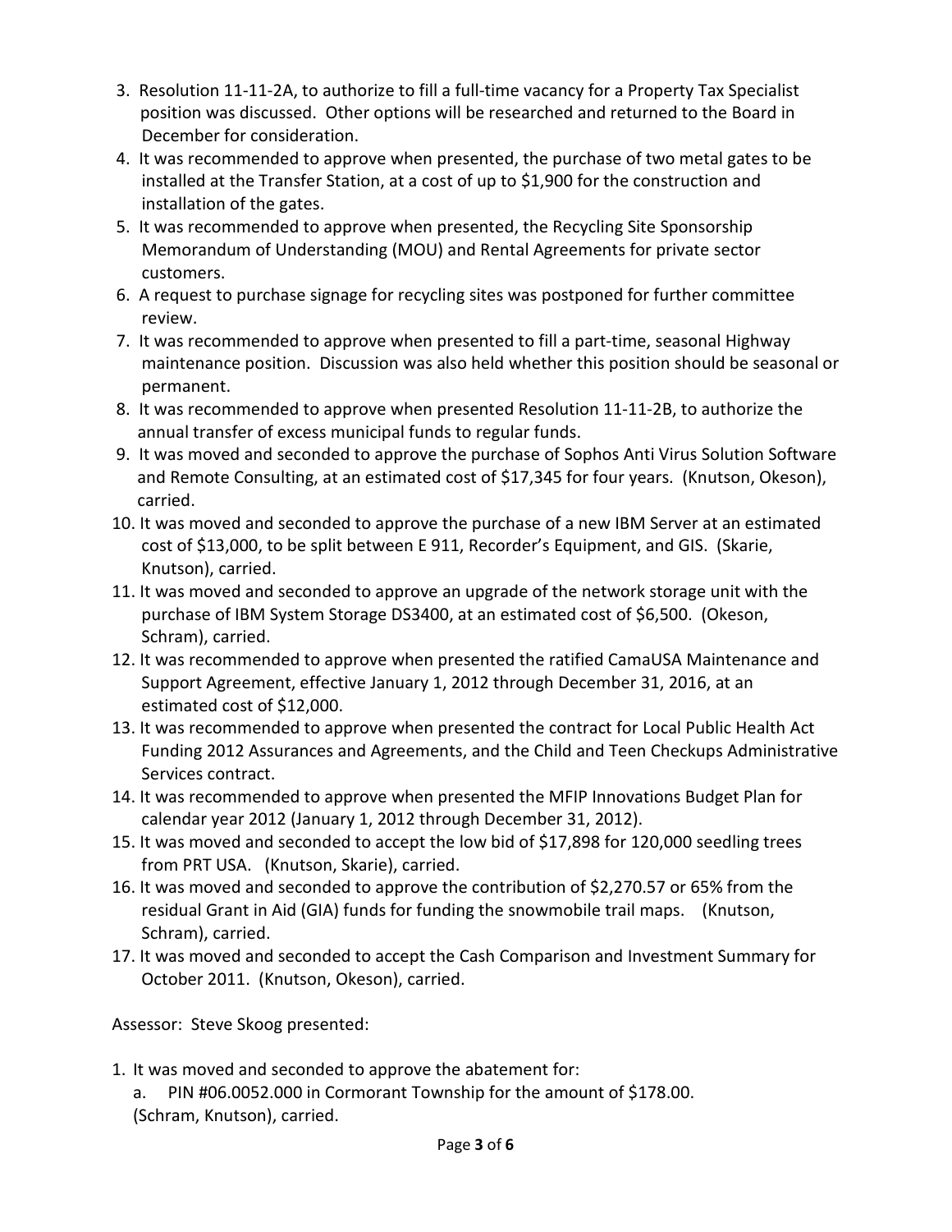3. Resolution 11-11-2A, to authorize to fill a full-time vacancy for a Property Tax Specialist position was discussed. Other options will be researched and returned to the Board in December for consideration.
4. It was recommended to approve when presented, the purchase of two metal gates to be installed at the Transfer Station, at a cost of up to $1,900 for the construction and installation of the gates.
5. It was recommended to approve when presented, the Recycling Site Sponsorship Memorandum of Understanding (MOU) and Rental Agreements for private sector customers.
6. A request to purchase signage for recycling sites was postponed for further committee review.
7. It was recommended to approve when presented to fill a part-time, seasonal Highway maintenance position. Discussion was also held whether this position should be seasonal or permanent.
8. It was recommended to approve when presented Resolution 11-11-2B, to authorize the annual transfer of excess municipal funds to regular funds.
9. It was moved and seconded to approve the purchase of Sophos Anti Virus Solution Software and Remote Consulting, at an estimated cost of $17,345 for four years. (Knutson, Okeson), carried.
10. It was moved and seconded to approve the purchase of a new IBM Server at an estimated cost of $13,000, to be split between E 911, Recorder's Equipment, and GIS. (Skarie, Knutson), carried.
11. It was moved and seconded to approve an upgrade of the network storage unit with the purchase of IBM System Storage DS3400, at an estimated cost of $6,500. (Okeson, Schram), carried.
12. It was recommended to approve when presented the ratified CamaUSA Maintenance and Support Agreement, effective January 1, 2012 through December 31, 2016, at an estimated cost of $12,000.
13. It was recommended to approve when presented the contract for Local Public Health Act Funding 2012 Assurances and Agreements, and the Child and Teen Checkups Administrative Services contract.
14. It was recommended to approve when presented the MFIP Innovations Budget Plan for calendar year 2012 (January 1, 2012 through December 31, 2012).
15. It was moved and seconded to accept the low bid of $17,898 for 120,000 seedling trees from PRT USA. (Knutson, Skarie), carried.
16. It was moved and seconded to approve the contribution of $2,270.57 or 65% from the residual Grant in Aid (GIA) funds for funding the snowmobile trail maps. (Knutson, Schram), carried.
17. It was moved and seconded to accept the Cash Comparison and Investment Summary for October 2011. (Knutson, Okeson), carried.

Assessor: Steve Skoog presented:

1. It was moved and seconded to approve the abatement for:
   a. PIN #06.0052.000 in Cormorant Township for the amount of $178.00.
   (Schram, Knutson), carried.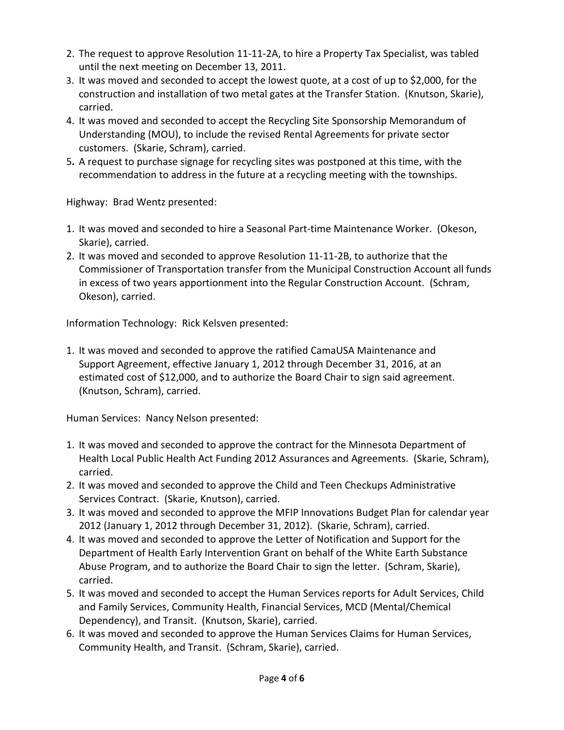2. The request to approve Resolution 11-11-2A, to hire a Property Tax Specialist, was tabled until the next meeting on December 13, 2011.
3. It was moved and seconded to accept the lowest quote, at a cost of up to $2,000, for the construction and installation of two metal gates at the Transfer Station. (Knutson, Skarie), carried.
4. It was moved and seconded to accept the Recycling Site Sponsorship Memorandum of Understanding (MOU), to include the revised Rental Agreements for private sector customers. (Skarie, Schram), carried.
5. A request to purchase signage for recycling sites was postponed at this time, with the recommendation to address in the future at a recycling meeting with the townships.

Highway: Brad Wentz presented:

1. It was moved and seconded to hire a Seasonal Part-time Maintenance Worker. (Okeson, Skarie), carried.
2. It was moved and seconded to approve Resolution 11-11-2B, to authorize that the Commissioner of Transportation transfer from the Municipal Construction Account all funds in excess of two years apportionment into the Regular Construction Account. (Schram, Okeson), carried.

Information Technology: Rick Kelsven presented:

1. It was moved and seconded to approve the ratified CamaUSA Maintenance and Support Agreement, effective January 1, 2012 through December 31, 2016, at an estimated cost of $12,000, and to authorize the Board Chair to sign said agreement. (Knutson, Schram), carried.

Human Services: Nancy Nelson presented:

1. It was moved and seconded to approve the contract for the Minnesota Department of Health Local Public Health Act Funding 2012 Assurances and Agreements. (Skarie, Schram), carried.
2. It was moved and seconded to approve the Child and Teen Checkups Administrative Services Contract. (Skarie, Knutson), carried.
3. It was moved and seconded to approve the MFIP Innovations Budget Plan for calendar year 2012 (January 1, 2012 through December 31, 2012). (Skarie, Schram), carried.
4. It was moved and seconded to approve the Letter of Notification and Support for the Department of Health Early Intervention Grant on behalf of the White Earth Substance Abuse Program, and to authorize the Board Chair to sign the letter. (Schram, Skarie), carried.
5. It was moved and seconded to accept the Human Services reports for Adult Services, Child and Family Services, Community Health, Financial Services, MCD (Mental/Chemical Dependency), and Transit. (Knutson, Skarie), carried.
6. It was moved and seconded to approve the Human Services Claims for Human Services, Community Health, and Transit. (Schram, Skarie), carried.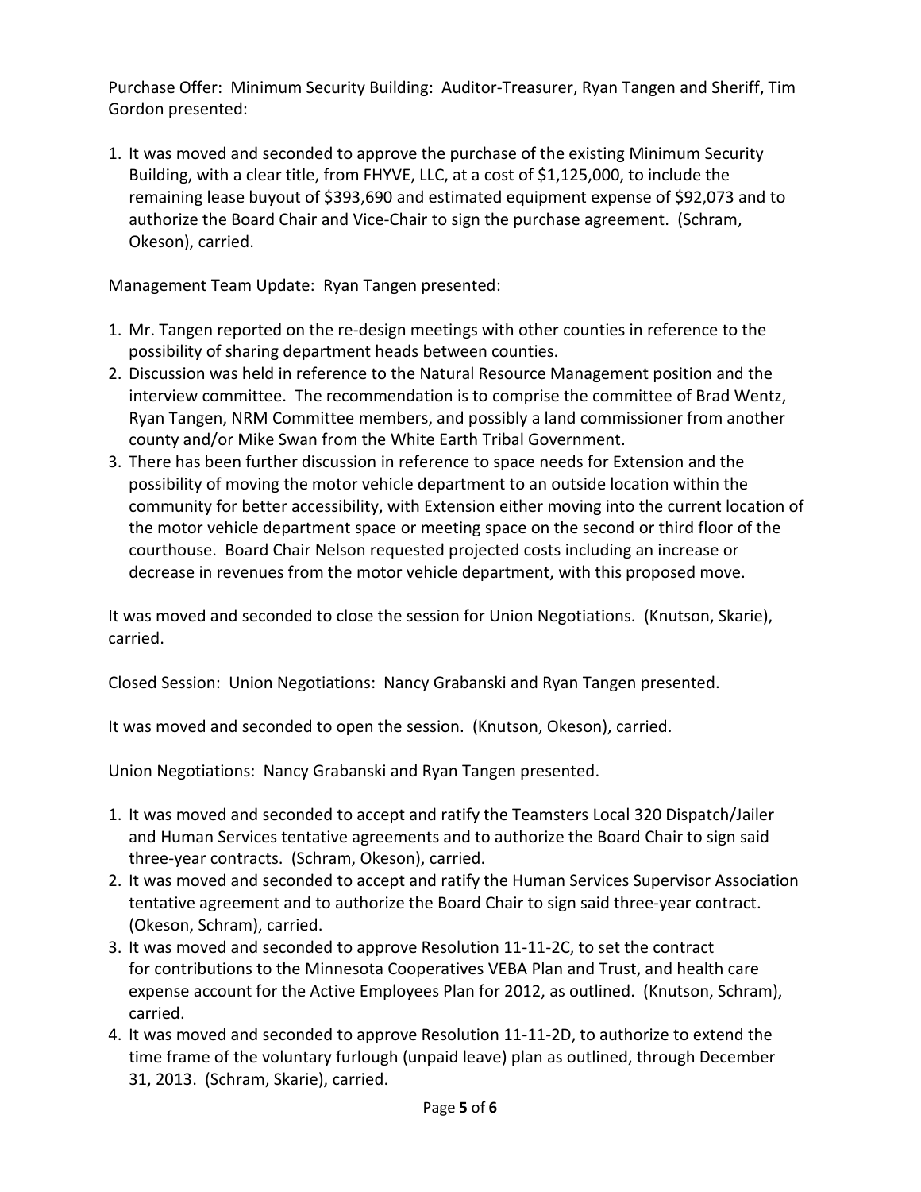Purchase Offer: Minimum Security Building: Auditor-Treasurer, Ryan Tangen and Sheriff, Tim Gordon presented:

1. It was moved and seconded to approve the purchase of the existing Minimum Security Building, with a clear title, from FHYVE, LLC, at a cost of $1,125,000, to include the remaining lease buyout of $393,690 and estimated equipment expense of $92,073 and to authorize the Board Chair and Vice-Chair to sign the purchase agreement. (Schram, Okeson), carried.

Management Team Update: Ryan Tangen presented:

1. Mr. Tangen reported on the re-design meetings with other counties in reference to the possibility of sharing department heads between counties.
2. Discussion was held in reference to the Natural Resource Management position and the interview committee. The recommendation is to comprise the committee of Brad Wentz, Ryan Tangen, NRM Committee members, and possibly a land commissioner from another county and/or Mike Swan from the White Earth Tribal Government.
3. There has been further discussion in reference to space needs for Extension and the possibility of moving the motor vehicle department to an outside location within the community for better accessibility, with Extension either moving into the current location of the motor vehicle department space or meeting space on the second or third floor of the courthouse. Board Chair Nelson requested projected costs including an increase or decrease in revenues from the motor vehicle department, with this proposed move.

It was moved and seconded to close the session for Union Negotiations. (Knutson, Skarie), carried.

Closed Session: Union Negotiations: Nancy Grabanski and Ryan Tangen presented.

It was moved and seconded to open the session. (Knutson, Okeson), carried.

Union Negotiations: Nancy Grabanski and Ryan Tangen presented.

1. It was moved and seconded to accept and ratify the Teamsters Local 320 Dispatch/Jailer and Human Services tentative agreements and to authorize the Board Chair to sign said three-year contracts. (Schram, Okeson), carried.
2. It was moved and seconded to accept and ratify the Human Services Supervisor Association tentative agreement and to authorize the Board Chair to sign said three-year contract. (Okeson, Schram), carried.
3. It was moved and seconded to approve Resolution 11-11-2C, to set the contract for contributions to the Minnesota Cooperatives VEBA Plan and Trust, and health care expense account for the Active Employees Plan for 2012, as outlined. (Knutson, Schram), carried.
4. It was moved and seconded to approve Resolution 11-11-2D, to authorize to extend the time frame of the voluntary furlough (unpaid leave) plan as outlined, through December 31, 2013. (Schram, Skarie), carried.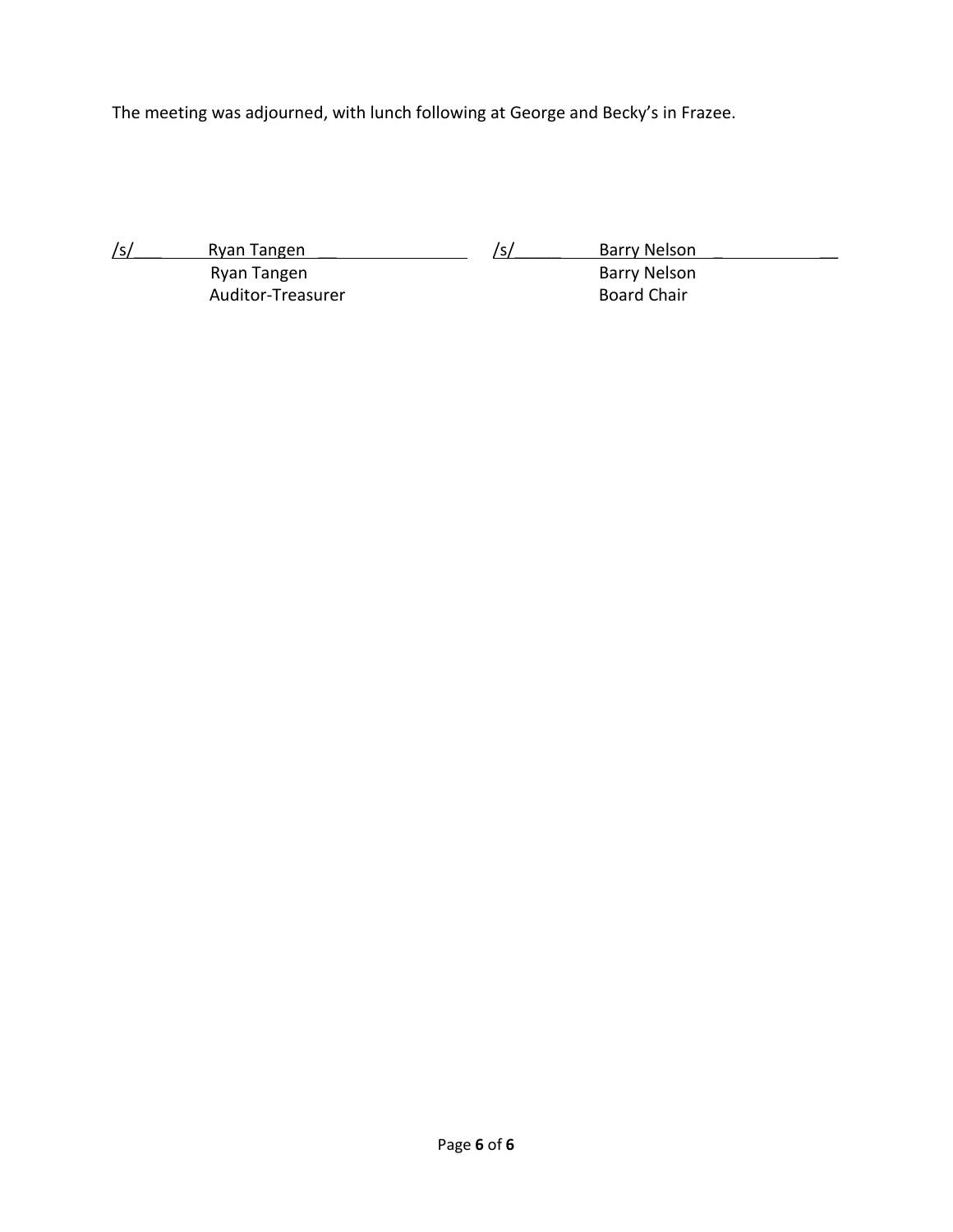The meeting was adjourned, with lunch following at George and Becky's in Frazee.

| | |
|---|---|
| /s/ Ryan Tangen | /s/ Barry Nelson |
| Ryan Tangen | Barry Nelson |
| Auditor-Treasurer | Board Chair |